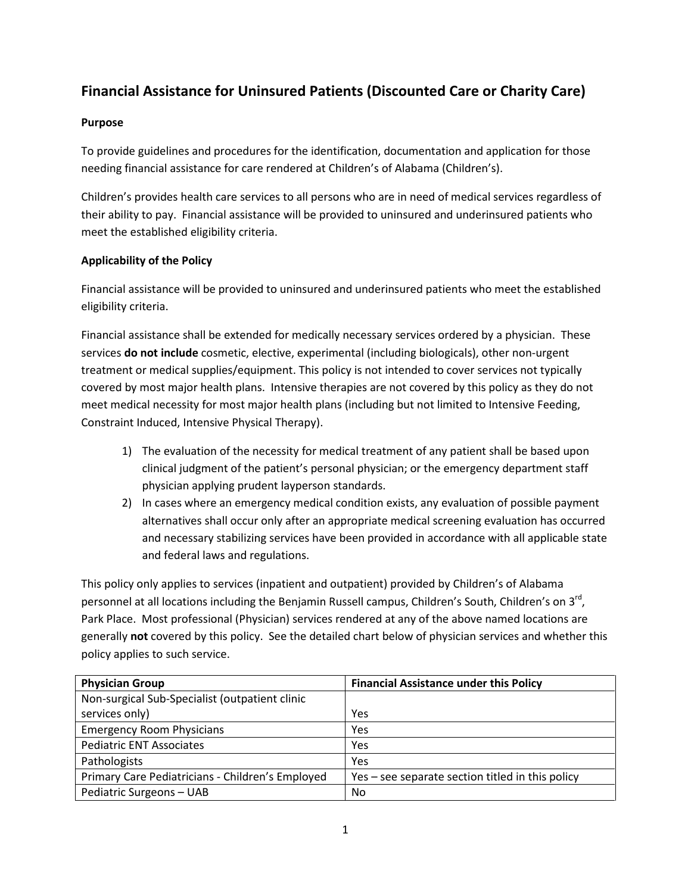# Financial Assistance for Uninsured Patients (Discounted Care or Charity Care)

**Purpose**

To provide guidelines and procedures for the identification, documentation and application for those needing financial assistance for care rendered at Children's of Alabama (Children's).

Children's provides health care services to all persons who are in need of medical services regardless of their ability to pay. Financial assistance will be provided to uninsured and underinsured patients who meet the established eligibility criteria.

**Applicability of the Policy**

Financial assistance will be provided to uninsured and underinsured patients who meet the established eligibility criteria.

Financial assistance shall be extended for medically necessary services ordered by a physician. These services **do not include** cosmetic, elective, experimental (including biologicals), other non-urgent treatment or medical supplies/equipment. This policy is not intended to cover services not typically covered by most major health plans. Intensive therapies are not covered by this policy as they do not meet medical necessity for most major health plans (including but not limited to Intensive Feeding, Constraint Induced, Intensive Physical Therapy).

1) The evaluation of the necessity for medical treatment of any patient shall be based upon clinical judgment of the patient's personal physician; or the emergency department staff physician applying prudent layperson standards.
2) In cases where an emergency medical condition exists, any evaluation of possible payment alternatives shall occur only after an appropriate medical screening evaluation has occurred and necessary stabilizing services have been provided in accordance with all applicable state and federal laws and regulations.

This policy only applies to services (inpatient and outpatient) provided by Children's of Alabama personnel at all locations including the Benjamin Russell campus, Children's South, Children's on 3rd, Park Place. Most professional (Physician) services rendered at any of the above named locations are generally **not** covered by this policy. See the detailed chart below of physician services and whether this policy applies to such service.

| Physician Group | Financial Assistance under this Policy |
|---|---|
| Non-surgical Sub-Specialist (outpatient clinic services only) | Yes |
| Emergency Room Physicians | Yes |
| Pediatric ENT Associates | Yes |
| Pathologists | Yes |
| Primary Care Pediatricians - Children's Employed | Yes – see separate section titled in this policy |
| Pediatric Surgeons – UAB | No |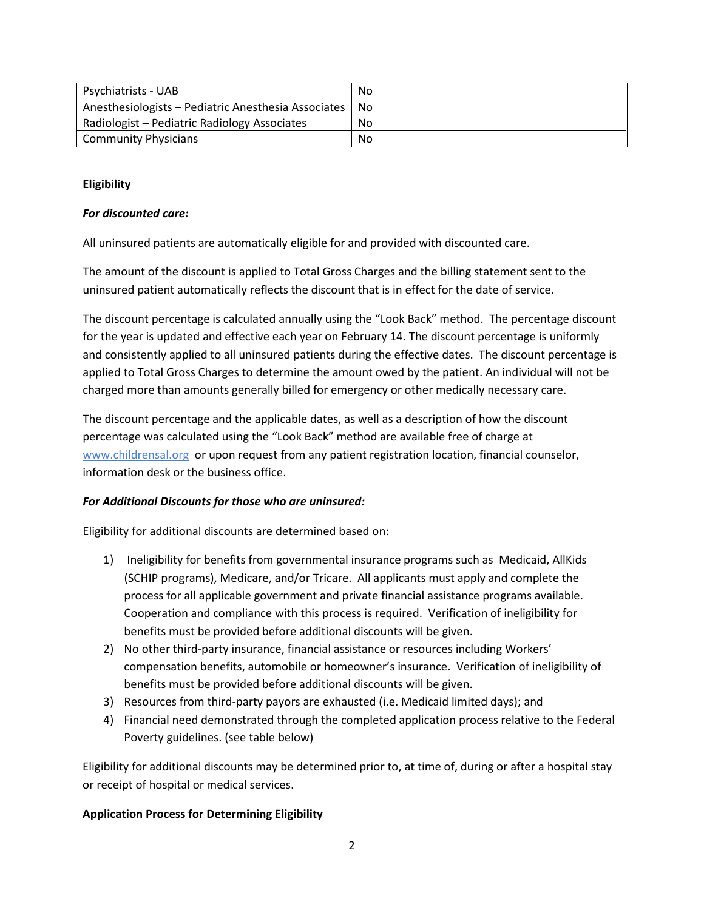| | |
|---|---|
| Psychiatrists - UAB | No |
| Anesthesiologists – Pediatric Anesthesia Associates | No |
| Radiologist – Pediatric Radiology Associates | No |
| Community Physicians | No |

**Eligibility**

***For discounted care:***

All uninsured patients are automatically eligible for and provided with discounted care.

The amount of the discount is applied to Total Gross Charges and the billing statement sent to the uninsured patient automatically reflects the discount that is in effect for the date of service.

The discount percentage is calculated annually using the "Look Back" method. The percentage discount for the year is updated and effective each year on February 14. The discount percentage is uniformly and consistently applied to all uninsured patients during the effective dates. The discount percentage is applied to Total Gross Charges to determine the amount owed by the patient. An individual will not be charged more than amounts generally billed for emergency or other medically necessary care.

The discount percentage and the applicable dates, as well as a description of how the discount percentage was calculated using the "Look Back" method are available free of charge at [www.childrensal.org](www.childrensal.org) or upon request from any patient registration location, financial counselor, information desk or the business office.

***For Additional Discounts for those who are uninsured:***

Eligibility for additional discounts are determined based on:

1) Ineligibility for benefits from governmental insurance programs such as Medicaid, AllKids (SCHIP programs), Medicare, and/or Tricare. All applicants must apply and complete the process for all applicable government and private financial assistance programs available. Cooperation and compliance with this process is required. Verification of ineligibility for benefits must be provided before additional discounts will be given.
2) No other third-party insurance, financial assistance or resources including Workers' compensation benefits, automobile or homeowner's insurance. Verification of ineligibility of benefits must be provided before additional discounts will be given.
3) Resources from third-party payors are exhausted (i.e. Medicaid limited days); and
4) Financial need demonstrated through the completed application process relative to the Federal Poverty guidelines. (see table below)

Eligibility for additional discounts may be determined prior to, at time of, during or after a hospital stay or receipt of hospital or medical services.

**Application Process for Determining Eligibility**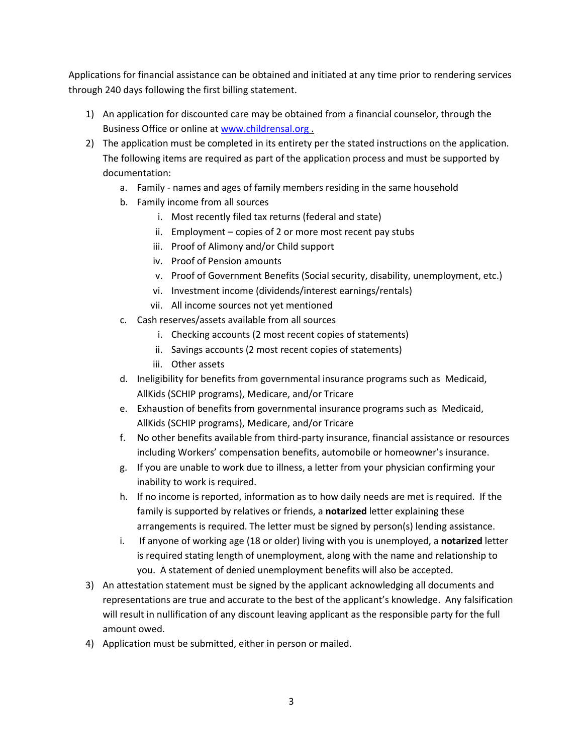Applications for financial assistance can be obtained and initiated at any time prior to rendering services through 240 days following the first billing statement.

1) An application for discounted care may be obtained from a financial counselor, through the Business Office or online at www.childrensal.org .
2) The application must be completed in its entirety per the stated instructions on the application. The following items are required as part of the application process and must be supported by documentation:
   a. Family - names and ages of family members residing in the same household
   b. Family income from all sources
      i. Most recently filed tax returns (federal and state)
      ii. Employment – copies of 2 or more most recent pay stubs
      iii. Proof of Alimony and/or Child support
      iv. Proof of Pension amounts
      v. Proof of Government Benefits (Social security, disability, unemployment, etc.)
      vi. Investment income (dividends/interest earnings/rentals)
      vii. All income sources not yet mentioned
   c. Cash reserves/assets available from all sources
      i. Checking accounts (2 most recent copies of statements)
      ii. Savings accounts (2 most recent copies of statements)
      iii. Other assets
   d. Ineligibility for benefits from governmental insurance programs such as Medicaid, AllKids (SCHIP programs), Medicare, and/or Tricare
   e. Exhaustion of benefits from governmental insurance programs such as Medicaid, AllKids (SCHIP programs), Medicare, and/or Tricare
   f. No other benefits available from third-party insurance, financial assistance or resources including Workers' compensation benefits, automobile or homeowner's insurance.
   g. If you are unable to work due to illness, a letter from your physician confirming your inability to work is required.
   h. If no income is reported, information as to how daily needs are met is required. If the family is supported by relatives or friends, a **notarized** letter explaining these arrangements is required. The letter must be signed by person(s) lending assistance.
   i. If anyone of working age (18 or older) living with you is unemployed, a **notarized** letter is required stating length of unemployment, along with the name and relationship to you. A statement of denied unemployment benefits will also be accepted.
3) An attestation statement must be signed by the applicant acknowledging all documents and representations are true and accurate to the best of the applicant's knowledge. Any falsification will result in nullification of any discount leaving applicant as the responsible party for the full amount owed.
4) Application must be submitted, either in person or mailed.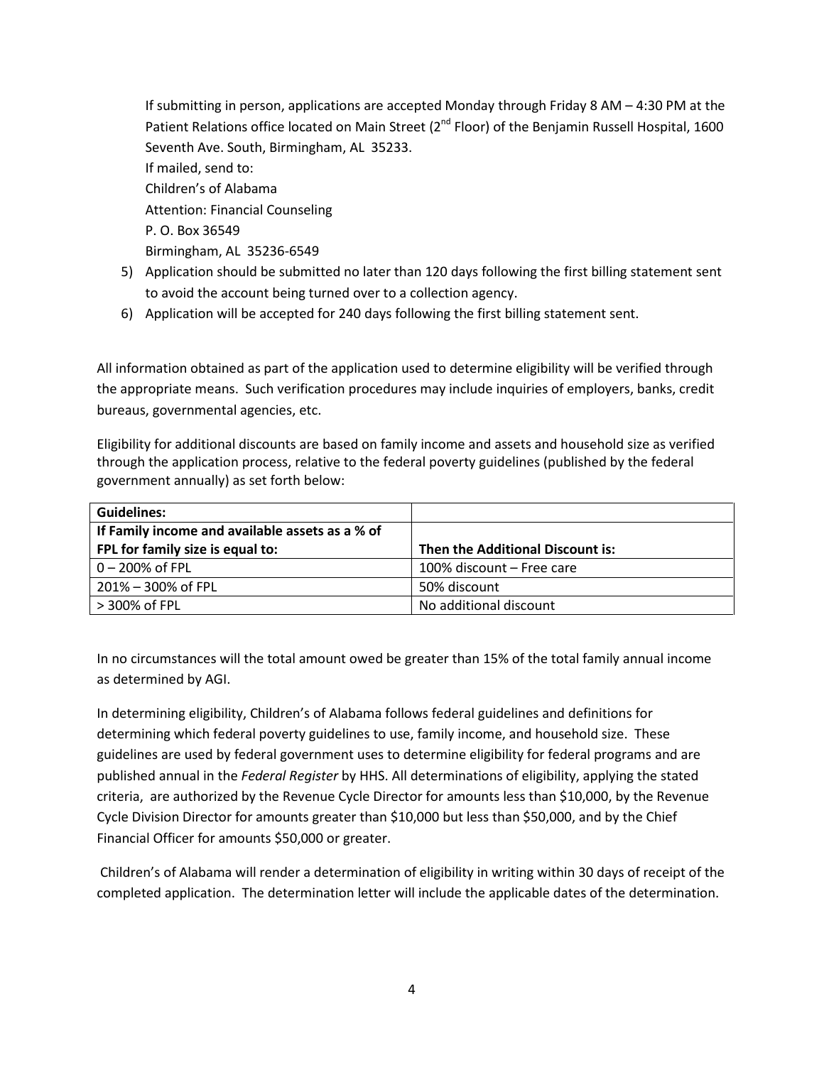If submitting in person, applications are accepted Monday through Friday 8 AM – 4:30 PM at the Patient Relations office located on Main Street (2nd Floor) of the Benjamin Russell Hospital, 1600 Seventh Ave. South, Birmingham, AL 35233.

If mailed, send to:

Children's of Alabama
Attention: Financial Counseling
P. O. Box 36549
Birmingham, AL 35236-6549

5) Application should be submitted no later than 120 days following the first billing statement sent to avoid the account being turned over to a collection agency.
6) Application will be accepted for 240 days following the first billing statement sent.

All information obtained as part of the application used to determine eligibility will be verified through the appropriate means. Such verification procedures may include inquiries of employers, banks, credit bureaus, governmental agencies, etc.

Eligibility for additional discounts are based on family income and assets and household size as verified through the application process, relative to the federal poverty guidelines (published by the federal government annually) as set forth below:

| **Guidelines:** | |
|---|---|
| **If Family income and available assets as a % of FPL for family size is equal to:** | **Then the Additional Discount is:** |
| 0 – 200% of FPL | 100% discount – Free care |
| 201% – 300% of FPL | 50% discount |
| > 300% of FPL | No additional discount |

In no circumstances will the total amount owed be greater than 15% of the total family annual income as determined by AGI.

In determining eligibility, Children's of Alabama follows federal guidelines and definitions for determining which federal poverty guidelines to use, family income, and household size. These guidelines are used by federal government uses to determine eligibility for federal programs and are published annual in the *Federal Register* by HHS. All determinations of eligibility, applying the stated criteria, are authorized by the Revenue Cycle Director for amounts less than $10,000, by the Revenue Cycle Division Director for amounts greater than $10,000 but less than $50,000, and by the Chief Financial Officer for amounts $50,000 or greater.

Children's of Alabama will render a determination of eligibility in writing within 30 days of receipt of the completed application. The determination letter will include the applicable dates of the determination.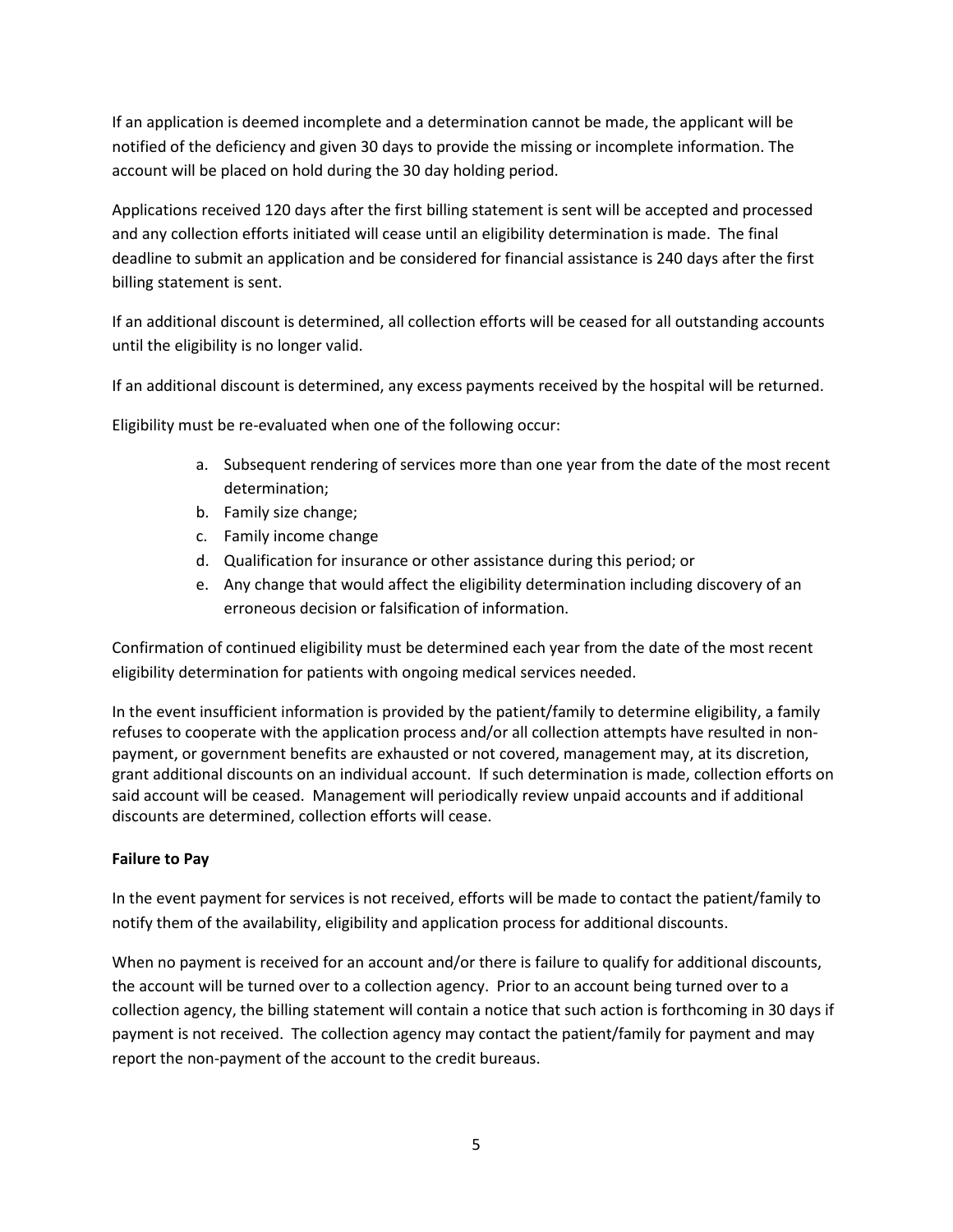If an application is deemed incomplete and a determination cannot be made, the applicant will be notified of the deficiency and given 30 days to provide the missing or incomplete information. The account will be placed on hold during the 30 day holding period.

Applications received 120 days after the first billing statement is sent will be accepted and processed and any collection efforts initiated will cease until an eligibility determination is made. The final deadline to submit an application and be considered for financial assistance is 240 days after the first billing statement is sent.

If an additional discount is determined, all collection efforts will be ceased for all outstanding accounts until the eligibility is no longer valid.

If an additional discount is determined, any excess payments received by the hospital will be returned.

Eligibility must be re-evaluated when one of the following occur:

a. Subsequent rendering of services more than one year from the date of the most recent determination;
b. Family size change;
c. Family income change
d. Qualification for insurance or other assistance during this period; or
e. Any change that would affect the eligibility determination including discovery of an erroneous decision or falsification of information.

Confirmation of continued eligibility must be determined each year from the date of the most recent eligibility determination for patients with ongoing medical services needed.

In the event insufficient information is provided by the patient/family to determine eligibility, a family refuses to cooperate with the application process and/or all collection attempts have resulted in non-payment, or government benefits are exhausted or not covered, management may, at its discretion, grant additional discounts on an individual account. If such determination is made, collection efforts on said account will be ceased. Management will periodically review unpaid accounts and if additional discounts are determined, collection efforts will cease.

**Failure to Pay**

In the event payment for services is not received, efforts will be made to contact the patient/family to notify them of the availability, eligibility and application process for additional discounts.

When no payment is received for an account and/or there is failure to qualify for additional discounts, the account will be turned over to a collection agency. Prior to an account being turned over to a collection agency, the billing statement will contain a notice that such action is forthcoming in 30 days if payment is not received. The collection agency may contact the patient/family for payment and may report the non-payment of the account to the credit bureaus.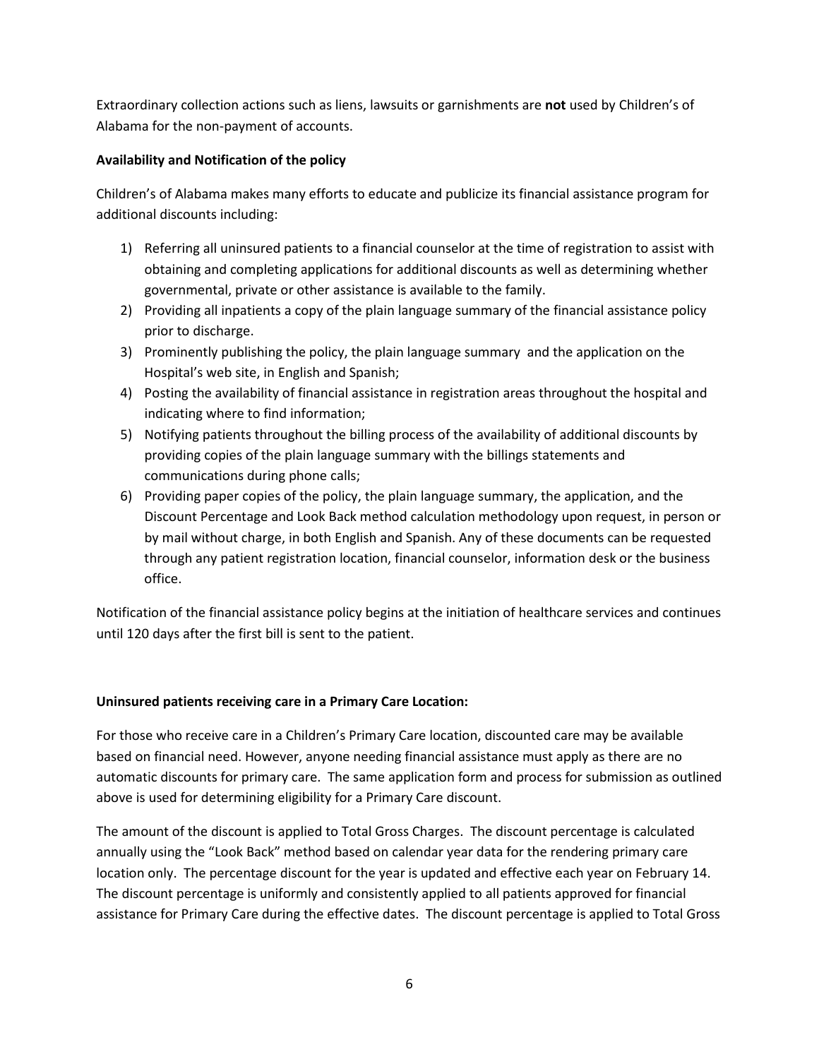Extraordinary collection actions such as liens, lawsuits or garnishments are **not** used by Children's of Alabama for the non-payment of accounts.

**Availability and Notification of the policy**

Children's of Alabama makes many efforts to educate and publicize its financial assistance program for additional discounts including:

1) Referring all uninsured patients to a financial counselor at the time of registration to assist with obtaining and completing applications for additional discounts as well as determining whether governmental, private or other assistance is available to the family.
2) Providing all inpatients a copy of the plain language summary of the financial assistance policy prior to discharge.
3) Prominently publishing the policy, the plain language summary and the application on the Hospital's web site, in English and Spanish;
4) Posting the availability of financial assistance in registration areas throughout the hospital and indicating where to find information;
5) Notifying patients throughout the billing process of the availability of additional discounts by providing copies of the plain language summary with the billings statements and communications during phone calls;
6) Providing paper copies of the policy, the plain language summary, the application, and the Discount Percentage and Look Back method calculation methodology upon request, in person or by mail without charge, in both English and Spanish. Any of these documents can be requested through any patient registration location, financial counselor, information desk or the business office.

Notification of the financial assistance policy begins at the initiation of healthcare services and continues until 120 days after the first bill is sent to the patient.

**Uninsured patients receiving care in a Primary Care Location:**

For those who receive care in a Children's Primary Care location, discounted care may be available based on financial need. However, anyone needing financial assistance must apply as there are no automatic discounts for primary care. The same application form and process for submission as outlined above is used for determining eligibility for a Primary Care discount.

The amount of the discount is applied to Total Gross Charges. The discount percentage is calculated annually using the "Look Back" method based on calendar year data for the rendering primary care location only. The percentage discount for the year is updated and effective each year on February 14. The discount percentage is uniformly and consistently applied to all patients approved for financial assistance for Primary Care during the effective dates. The discount percentage is applied to Total Gross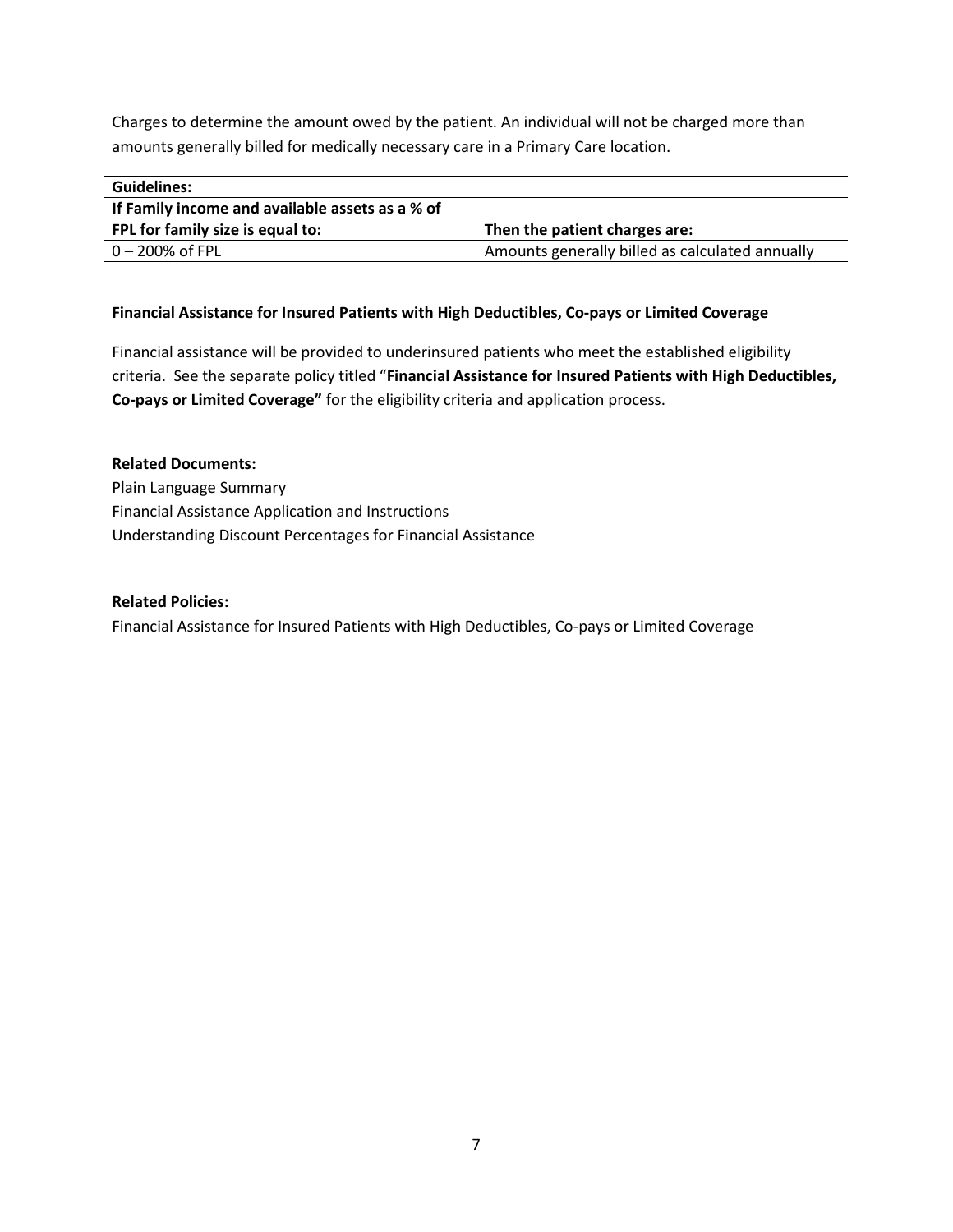Charges to determine the amount owed by the patient. An individual will not be charged more than amounts generally billed for medically necessary care in a Primary Care location.

| **Guidelines:** | |
|---|---|
| **If Family income and available assets as a % of FPL for family size is equal to:** | **Then the patient charges are:** |
| 0 – 200% of FPL | Amounts generally billed as calculated annually |

**Financial Assistance for Insured Patients with High Deductibles, Co-pays or Limited Coverage**

Financial assistance will be provided to underinsured patients who meet the established eligibility criteria. See the separate policy titled "**Financial Assistance for Insured Patients with High Deductibles, Co-pays or Limited Coverage"** for the eligibility criteria and application process.

**Related Documents:**
Plain Language Summary
Financial Assistance Application and Instructions
Understanding Discount Percentages for Financial Assistance

**Related Policies:**
Financial Assistance for Insured Patients with High Deductibles, Co-pays or Limited Coverage